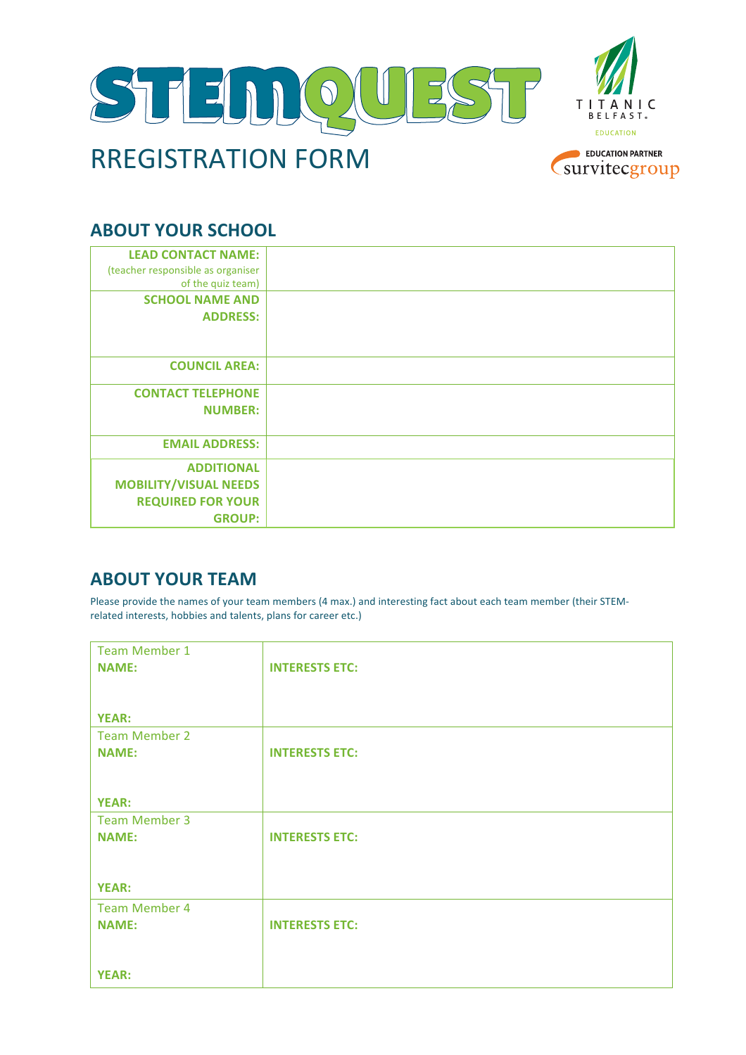# STEMQUEST

TITANIC BELFAST

EDUCATION

EDUCATION PARTNER survitecgroup

## RREGISTRATION FORM

## ABOUT YOUR SCHOOL

| | |
|---|---|
| **LEAD CONTACT NAME:** (teacher responsible as organiser of the quiz team) | |
| **SCHOOL NAME AND ADDRESS:** | |
| **COUNCIL AREA:** | |
| **CONTACT TELEPHONE NUMBER:** | |
| **EMAIL ADDRESS:** | |
| **ADDITIONAL MOBILITY/VISUAL NEEDS REQUIRED FOR YOUR GROUP:** | |

## ABOUT YOUR TEAM

Please provide the names of your team members (4 max.) and interesting fact about each team member (their STEM-related interests, hobbies and talents, plans for career etc.)

| | |
|---|---|
| Team Member 1<br>**NAME:**<br><br>**YEAR:** | **INTERESTS ETC:** |
| Team Member 2<br>**NAME:**<br><br>**YEAR:** | **INTERESTS ETC:** |
| Team Member 3<br>**NAME:**<br><br>**YEAR:** | **INTERESTS ETC:** |
| Team Member 4<br>**NAME:**<br><br>**YEAR:** | **INTERESTS ETC:** |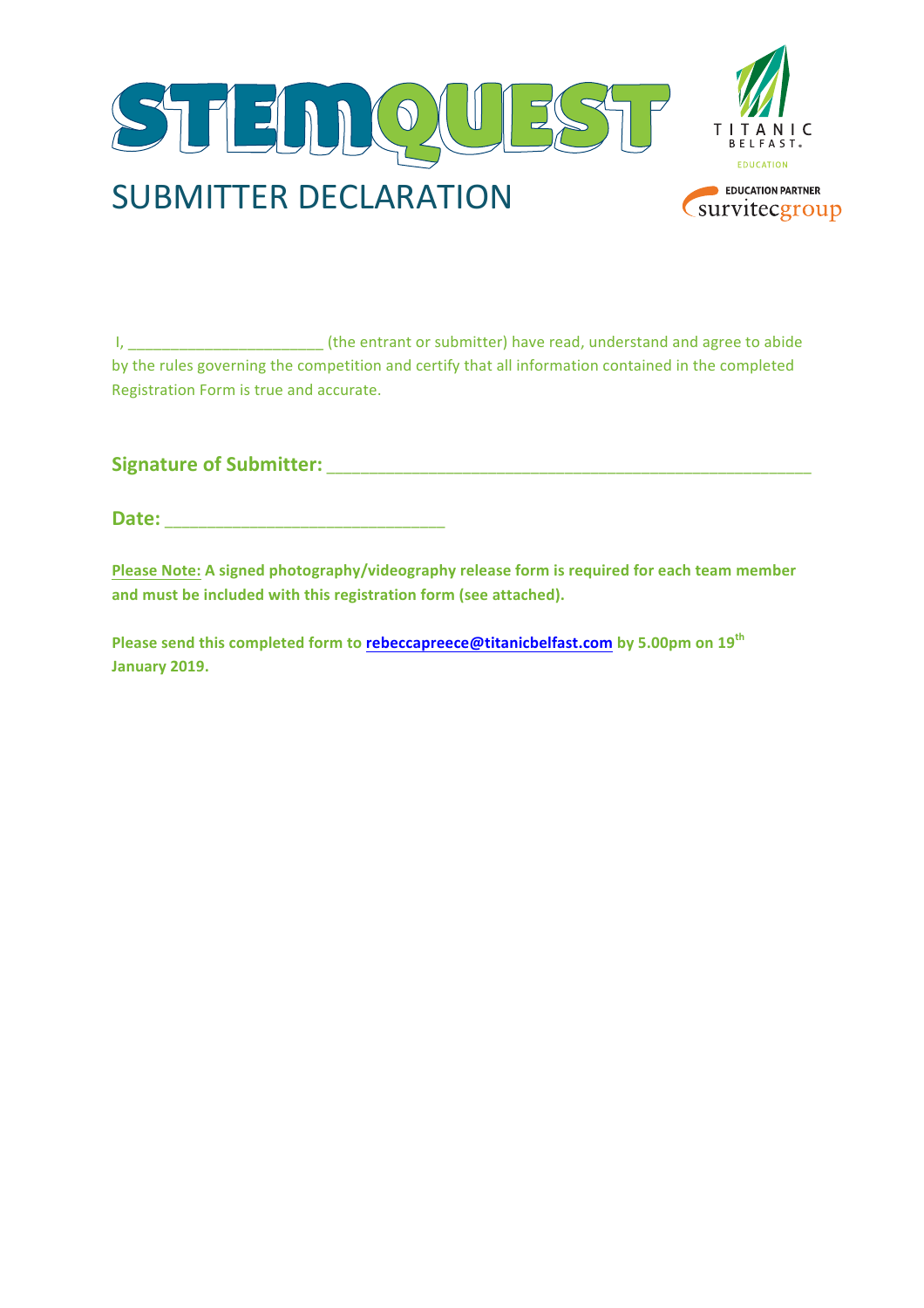# STEMQUEST

TITANIC BELFAST
EDUCATION

EDUCATION PARTNER
survitecgroup

## SUBMITTER DECLARATION

I, ______________________ (the entrant or submitter) have read, understand and agree to abide by the rules governing the competition and certify that all information contained in the completed Registration Form is true and accurate.

**Signature of Submitter:** ________________________________________________

**Date:** ___________________________

**Please Note: A signed photography/videography release form is required for each team member and must be included with this registration form (see attached).**

**Please send this completed form to rebeccapreece@titanicbelfast.com by 5.00pm on 19th January 2019.**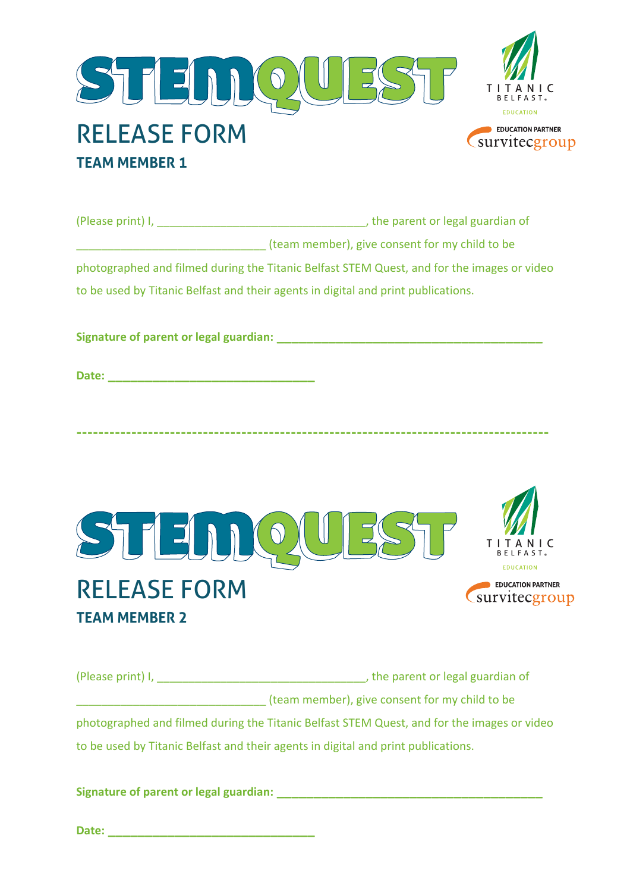# STEMQUEST

TITANIC BELFAST.
EDUCATION

EDUCATION PARTNER
survitecgroup

## RELEASE FORM

### TEAM MEMBER 1

(Please print) I, _________________________________, the parent or legal guardian of
______________________________ (team member), give consent for my child to be photographed and filmed during the Titanic Belfast STEM Quest, and for the images or video to be used by Titanic Belfast and their agents in digital and print publications.

**Signature of parent or legal guardian: ________________________________________**

**Date: ________________________________**

--------------------------------------------------------------------------------

# STEMQUEST

TITANIC BELFAST.
EDUCATION

EDUCATION PARTNER
survitecgroup

## RELEASE FORM

### TEAM MEMBER 2

(Please print) I, _________________________________, the parent or legal guardian of
______________________________ (team member), give consent for my child to be photographed and filmed during the Titanic Belfast STEM Quest, and for the images or video to be used by Titanic Belfast and their agents in digital and print publications.

**Signature of parent or legal guardian: ________________________________________**

**Date: ________________________________**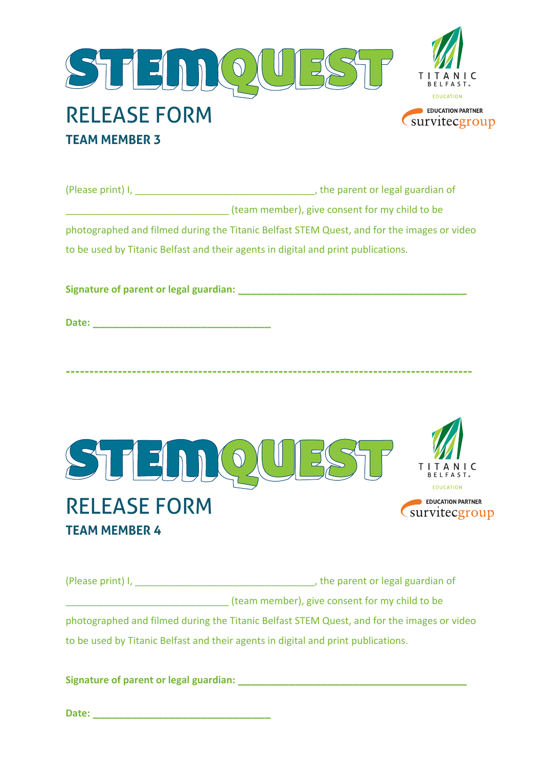# STEMQUEST

TITANIC BELFAST.
EDUCATION

EDUCATION PARTNER
survitecgroup

## RELEASE FORM

### TEAM MEMBER 3

(Please print) I, ________________________________, the parent or legal guardian of ____________________________ (team member), give consent for my child to be photographed and filmed during the Titanic Belfast STEM Quest, and for the images or video to be used by Titanic Belfast and their agents in digital and print publications.

**Signature of parent or legal guardian: ________________________________________**

**Date: ________________________________**

---

# STEMQUEST

TITANIC BELFAST.
EDUCATION

EDUCATION PARTNER
survitecgroup

## RELEASE FORM

### TEAM MEMBER 4

(Please print) I, ________________________________, the parent or legal guardian of ____________________________ (team member), give consent for my child to be photographed and filmed during the Titanic Belfast STEM Quest, and for the images or video to be used by Titanic Belfast and their agents in digital and print publications.

**Signature of parent or legal guardian: ________________________________________**

**Date: ________________________________**